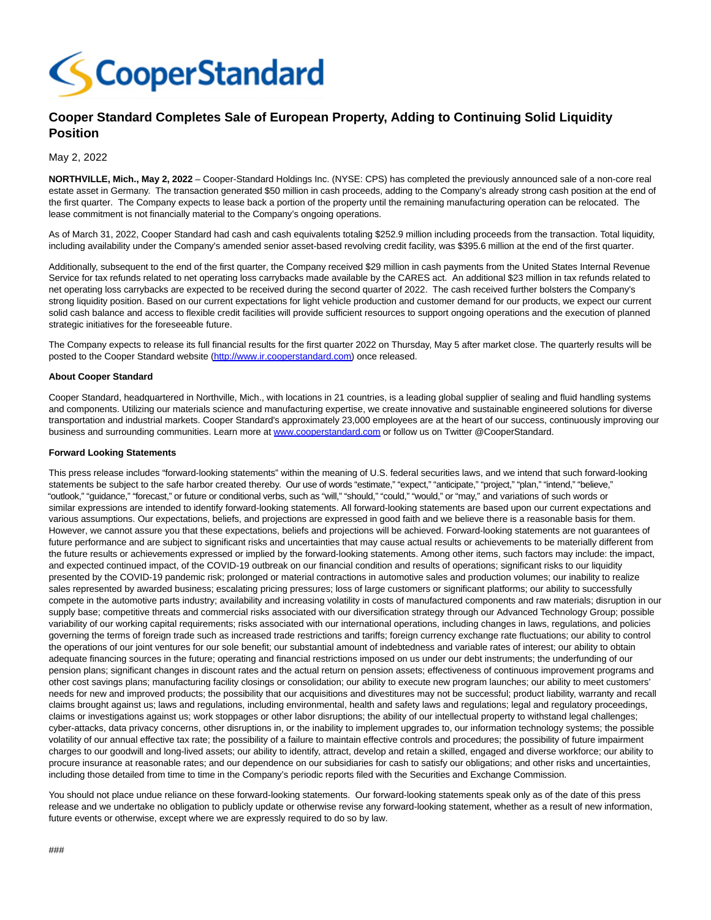# Cooper Standard Completes Sale of European Property, Adding to Continuing Solid Liquidity Position

May 2, 2022

**NORTHVILLE, Mich., May 2, 2022** – Cooper-Standard Holdings Inc. (NYSE: CPS) has completed the previously announced sale of a non-core real estate asset in Germany. The transaction generated $50 million in cash proceeds, adding to the Company's already strong cash position at the end of the first quarter. The Company expects to lease back a portion of the property until the remaining manufacturing operation can be relocated. The lease commitment is not financially material to the Company's ongoing operations.

As of March 31, 2022, Cooper Standard had cash and cash equivalents totaling $252.9 million including proceeds from the transaction. Total liquidity, including availability under the Company's amended senior asset-based revolving credit facility, was $395.6 million at the end of the first quarter.

Additionally, subsequent to the end of the first quarter, the Company received $29 million in cash payments from the United States Internal Revenue Service for tax refunds related to net operating loss carrybacks made available by the CARES act. An additional $23 million in tax refunds related to net operating loss carrybacks are expected to be received during the second quarter of 2022. The cash received further bolsters the Company's strong liquidity position. Based on our current expectations for light vehicle production and customer demand for our products, we expect our current solid cash balance and access to flexible credit facilities will provide sufficient resources to support ongoing operations and the execution of planned strategic initiatives for the foreseeable future.

The Company expects to release its full financial results for the first quarter 2022 on Thursday, May 5 after market close. The quarterly results will be posted to the Cooper Standard website (http://www.ir.cooperstandard.com) once released.

**About Cooper Standard**

Cooper Standard, headquartered in Northville, Mich., with locations in 21 countries, is a leading global supplier of sealing and fluid handling systems and components. Utilizing our materials science and manufacturing expertise, we create innovative and sustainable engineered solutions for diverse transportation and industrial markets. Cooper Standard's approximately 23,000 employees are at the heart of our success, continuously improving our business and surrounding communities. Learn more at www.cooperstandard.com or follow us on Twitter @CooperStandard.

**Forward Looking Statements**

This press release includes "forward-looking statements" within the meaning of U.S. federal securities laws, and we intend that such forward-looking statements be subject to the safe harbor created thereby. Our use of words "estimate," "expect," "anticipate," "project," "plan," "intend," "believe," "outlook," "guidance," "forecast," or future or conditional verbs, such as "will," "should," "could," "would," or "may," and variations of such words or similar expressions are intended to identify forward-looking statements. All forward-looking statements are based upon our current expectations and various assumptions. Our expectations, beliefs, and projections are expressed in good faith and we believe there is a reasonable basis for them. However, we cannot assure you that these expectations, beliefs and projections will be achieved. Forward-looking statements are not guarantees of future performance and are subject to significant risks and uncertainties that may cause actual results or achievements to be materially different from the future results or achievements expressed or implied by the forward-looking statements. Among other items, such factors may include: the impact, and expected continued impact, of the COVID-19 outbreak on our financial condition and results of operations; significant risks to our liquidity presented by the COVID-19 pandemic risk; prolonged or material contractions in automotive sales and production volumes; our inability to realize sales represented by awarded business; escalating pricing pressures; loss of large customers or significant platforms; our ability to successfully compete in the automotive parts industry; availability and increasing volatility in costs of manufactured components and raw materials; disruption in our supply base; competitive threats and commercial risks associated with our diversification strategy through our Advanced Technology Group; possible variability of our working capital requirements; risks associated with our international operations, including changes in laws, regulations, and policies governing the terms of foreign trade such as increased trade restrictions and tariffs; foreign currency exchange rate fluctuations; our ability to control the operations of our joint ventures for our sole benefit; our substantial amount of indebtedness and variable rates of interest; our ability to obtain adequate financing sources in the future; operating and financial restrictions imposed on us under our debt instruments; the underfunding of our pension plans; significant changes in discount rates and the actual return on pension assets; effectiveness of continuous improvement programs and other cost savings plans; manufacturing facility closings or consolidation; our ability to execute new program launches; our ability to meet customers' needs for new and improved products; the possibility that our acquisitions and divestitures may not be successful; product liability, warranty and recall claims brought against us; laws and regulations, including environmental, health and safety laws and regulations; legal and regulatory proceedings, claims or investigations against us; work stoppages or other labor disruptions; the ability of our intellectual property to withstand legal challenges; cyber-attacks, data privacy concerns, other disruptions in, or the inability to implement upgrades to, our information technology systems; the possible volatility of our annual effective tax rate; the possibility of a failure to maintain effective controls and procedures; the possibility of future impairment charges to our goodwill and long-lived assets; our ability to identify, attract, develop and retain a skilled, engaged and diverse workforce; our ability to procure insurance at reasonable rates; and our dependence on our subsidiaries for cash to satisfy our obligations; and other risks and uncertainties, including those detailed from time to time in the Company's periodic reports filed with the Securities and Exchange Commission.

You should not place undue reliance on these forward-looking statements. Our forward-looking statements speak only as of the date of this press release and we undertake no obligation to publicly update or otherwise revise any forward-looking statement, whether as a result of new information, future events or otherwise, except where we are expressly required to do so by law.

###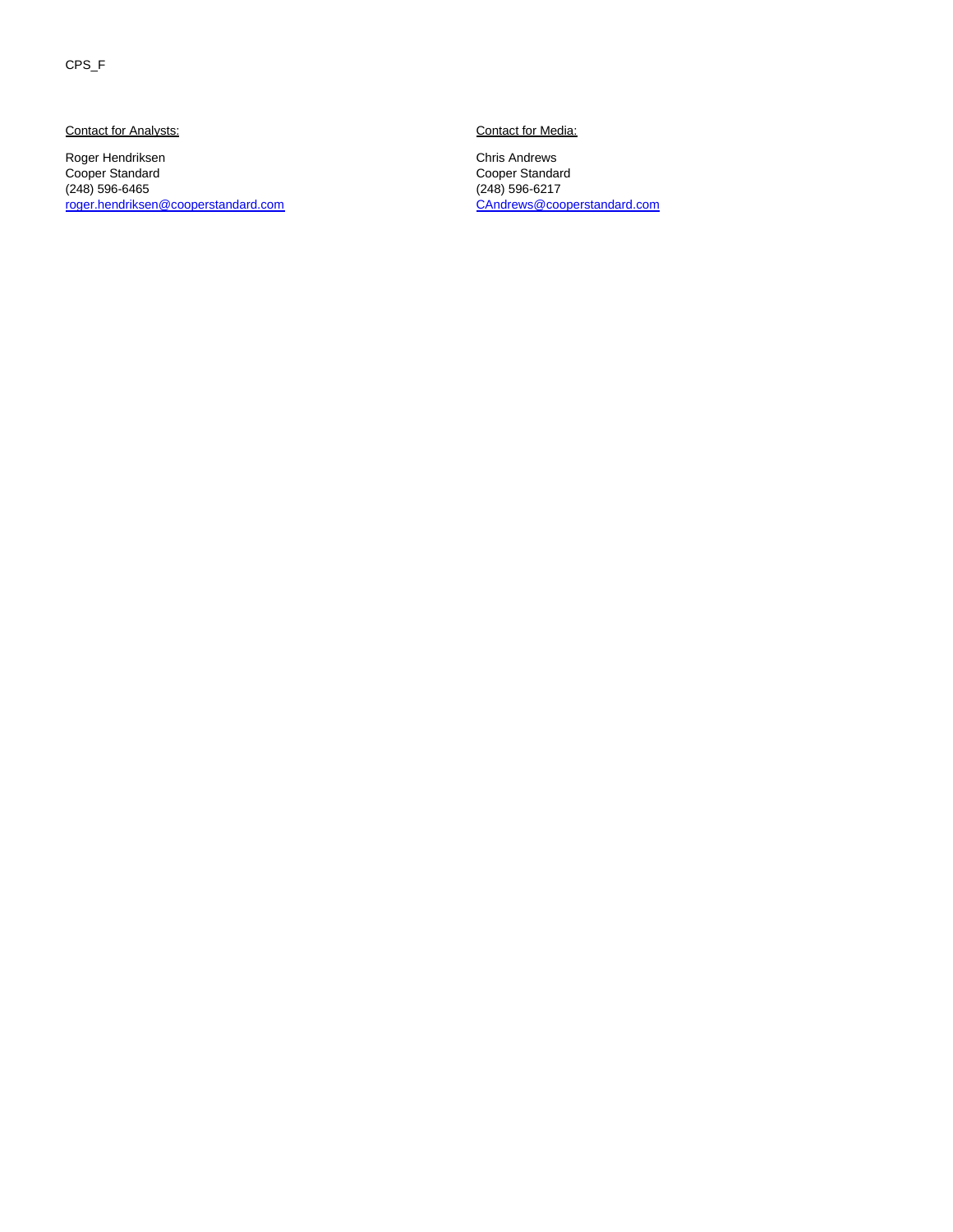CPS_F

Contact for Analysts:

Roger Hendriksen
Cooper Standard
(248) 596-6465
roger.hendriksen@cooperstandard.com

Contact for Media:

Chris Andrews
Cooper Standard
(248) 596-6217
CAndrews@cooperstandard.com